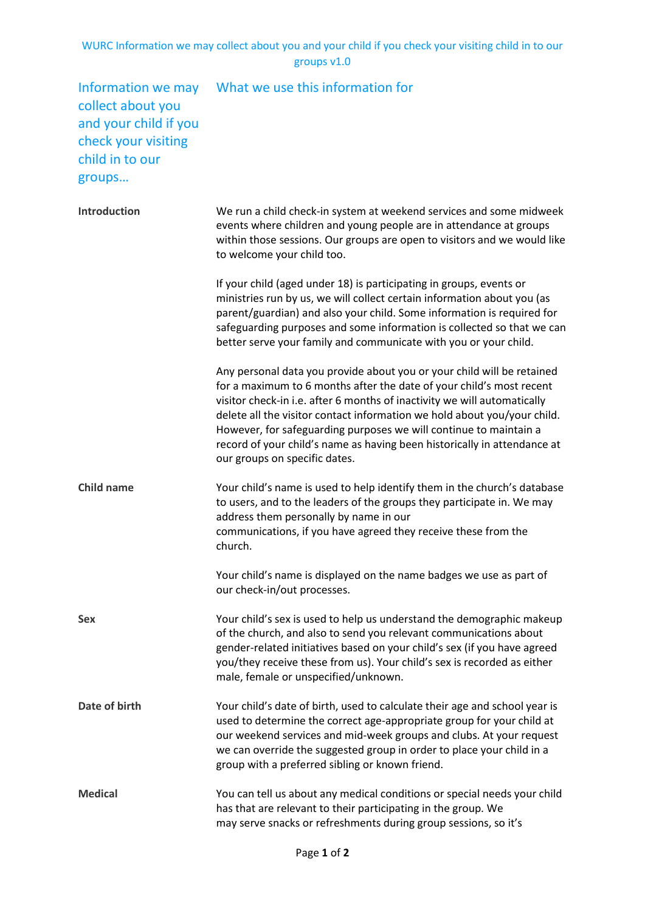WURC Information we may collect about you and your child if you check your visiting child in to our groups v1.0

| Information we may collect about you and your child if you check your visiting child in to our groups… | What we use this information for |
|---|---|
| **Introduction** | We run a child check-in system at weekend services and some midweek events where children and young people are in attendance at groups within those sessions. Our groups are open to visitors and we would like to welcome your child too.<br><br>If your child (aged under 18) is participating in groups, events or ministries run by us, we will collect certain information about you (as parent/guardian) and also your child. Some information is required for safeguarding purposes and some information is collected so that we can better serve your family and communicate with you or your child.<br><br>Any personal data you provide about you or your child will be retained for a maximum to 6 months after the date of your child's most recent visitor check-in i.e. after 6 months of inactivity we will automatically delete all the visitor contact information we hold about you/your child. However, for safeguarding purposes we will continue to maintain a record of your child's name as having been historically in attendance at our groups on specific dates. |
| **Child name** | Your child's name is used to help identify them in the church's database to users, and to the leaders of the groups they participate in. We may address them personally by name in our communications, if you have agreed they receive these from the church.<br><br>Your child's name is displayed on the name badges we use as part of our check-in/out processes. |
| **Sex** | Your child's sex is used to help us understand the demographic makeup of the church, and also to send you relevant communications about gender-related initiatives based on your child's sex (if you have agreed you/they receive these from us). Your child's sex is recorded as either male, female or unspecified/unknown. |
| **Date of birth** | Your child's date of birth, used to calculate their age and school year is used to determine the correct age-appropriate group for your child at our weekend services and mid-week groups and clubs. At your request we can override the suggested group in order to place your child in a group with a preferred sibling or known friend. |
| **Medical** | You can tell us about any medical conditions or special needs your child has that are relevant to their participating in the group. We may serve snacks or refreshments during group sessions, so it's |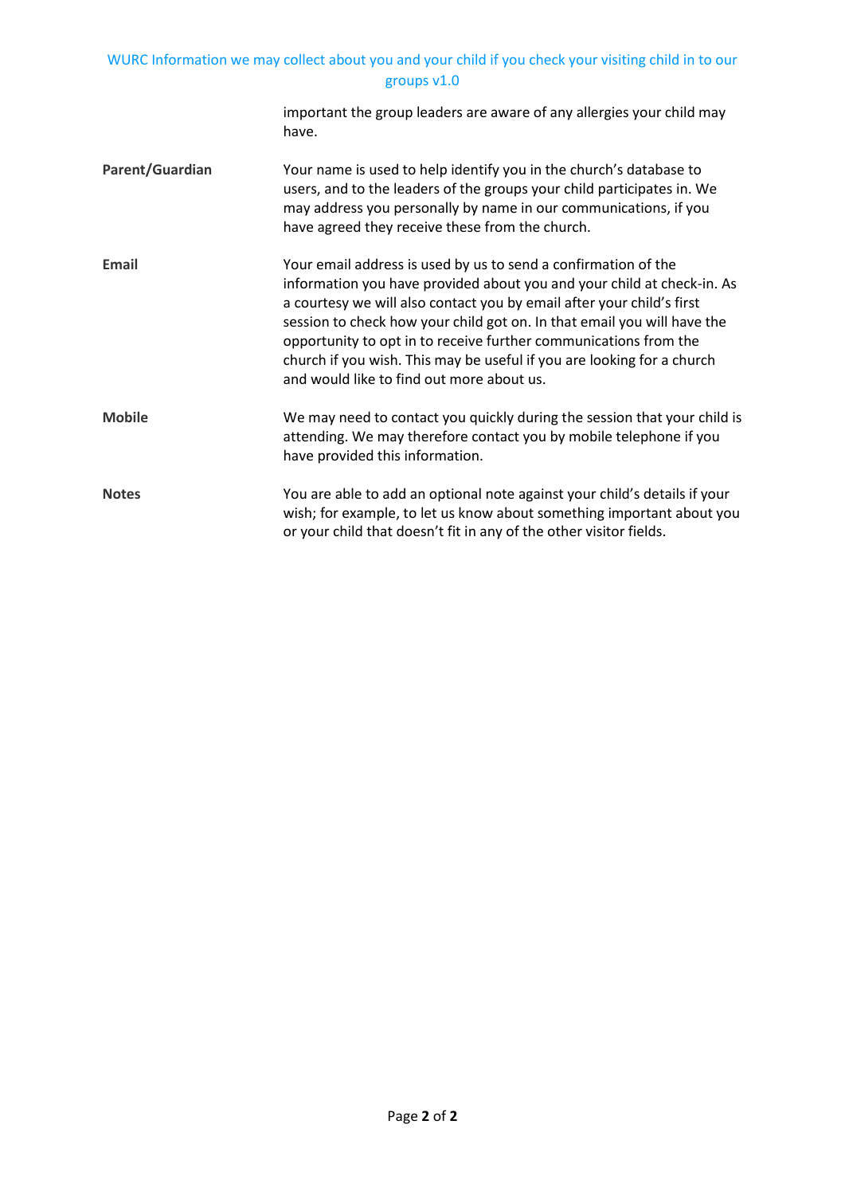| | |
|---|---|
| | important the group leaders are aware of any allergies your child may have. |
| **Parent/Guardian** | Your name is used to help identify you in the church's database to users, and to the leaders of the groups your child participates in. We may address you personally by name in our communications, if you have agreed they receive these from the church. |
| **Email** | Your email address is used by us to send a confirmation of the information you have provided about you and your child at check-in. As a courtesy we will also contact you by email after your child's first session to check how your child got on. In that email you will have the opportunity to opt in to receive further communications from the church if you wish. This may be useful if you are looking for a church and would like to find out more about us. |
| **Mobile** | We may need to contact you quickly during the session that your child is attending. We may therefore contact you by mobile telephone if you have provided this information. |
| **Notes** | You are able to add an optional note against your child's details if your wish; for example, to let us know about something important about you or your child that doesn't fit in any of the other visitor fields. |